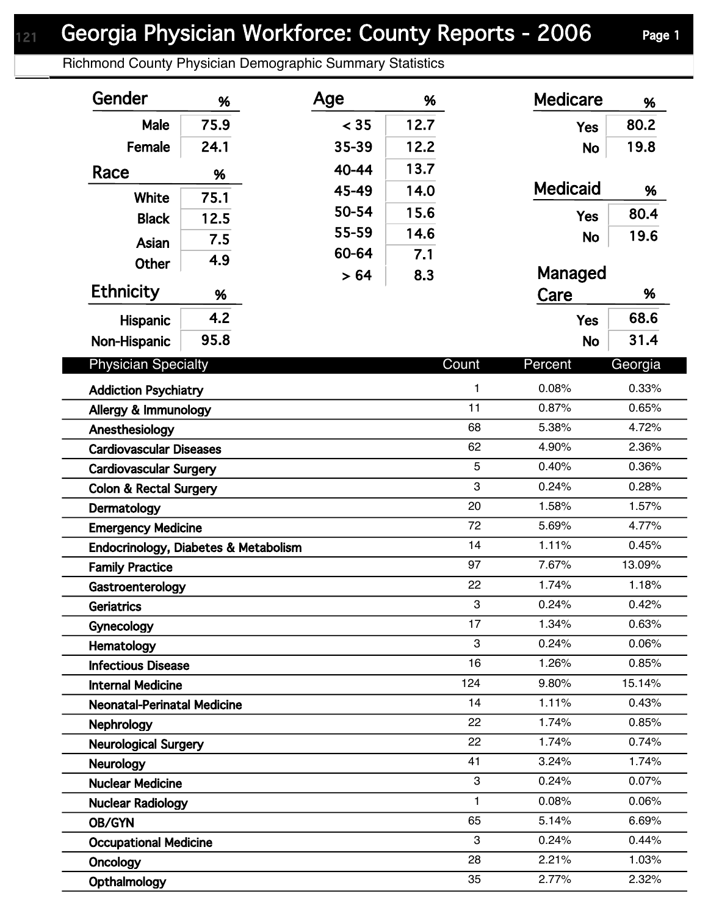# Georgia Physician Workforce: County Reports - 2006

Richmond County Physician Demographic Summary Statistics

| Gender | % |
|---|---|
| Male | 75.9 |
| Female | 24.1 |

| Race | % |
|---|---|
| White | 75.1 |
| Black | 12.5 |
| Asian | 7.5 |
| Other | 4.9 |

| Ethnicity | % |
|---|---|
| Hispanic | 4.2 |
| Non-Hispanic | 95.8 |

| Age | % |
|---|---|
| < 35 | 12.7 |
| 35-39 | 12.2 |
| 40-44 | 13.7 |
| 45-49 | 14.0 |
| 50-54 | 15.6 |
| 55-59 | 14.6 |
| 60-64 | 7.1 |
| > 64 | 8.3 |

| Medicare | % |
|---|---|
| Yes | 80.2 |
| No | 19.8 |

| Medicaid | % |
|---|---|
| Yes | 80.4 |
| No | 19.6 |

| Managed Care | % |
|---|---|
| Yes | 68.6 |
| No | 31.4 |

| Physician Specialty | Count | Percent | Georgia |
|---|---|---|---|
| Addiction Psychiatry | 1 | 0.08% | 0.33% |
| Allergy & Immunology | 11 | 0.87% | 0.65% |
| Anesthesiology | 68 | 5.38% | 4.72% |
| Cardiovascular Diseases | 62 | 4.90% | 2.36% |
| Cardiovascular Surgery | 5 | 0.40% | 0.36% |
| Colon & Rectal Surgery | 3 | 0.24% | 0.28% |
| Dermatology | 20 | 1.58% | 1.57% |
| Emergency Medicine | 72 | 5.69% | 4.77% |
| Endocrinology, Diabetes & Metabolism | 14 | 1.11% | 0.45% |
| Family Practice | 97 | 7.67% | 13.09% |
| Gastroenterology | 22 | 1.74% | 1.18% |
| Geriatrics | 3 | 0.24% | 0.42% |
| Gynecology | 17 | 1.34% | 0.63% |
| Hematology | 3 | 0.24% | 0.06% |
| Infectious Disease | 16 | 1.26% | 0.85% |
| Internal Medicine | 124 | 9.80% | 15.14% |
| Neonatal-Perinatal Medicine | 14 | 1.11% | 0.43% |
| Nephrology | 22 | 1.74% | 0.85% |
| Neurological Surgery | 22 | 1.74% | 0.74% |
| Neurology | 41 | 3.24% | 1.74% |
| Nuclear Medicine | 3 | 0.24% | 0.07% |
| Nuclear Radiology | 1 | 0.08% | 0.06% |
| OB/GYN | 65 | 5.14% | 6.69% |
| Occupational Medicine | 3 | 0.24% | 0.44% |
| Oncology | 28 | 2.21% | 1.03% |
| Opthalmology | 35 | 2.77% | 2.32% |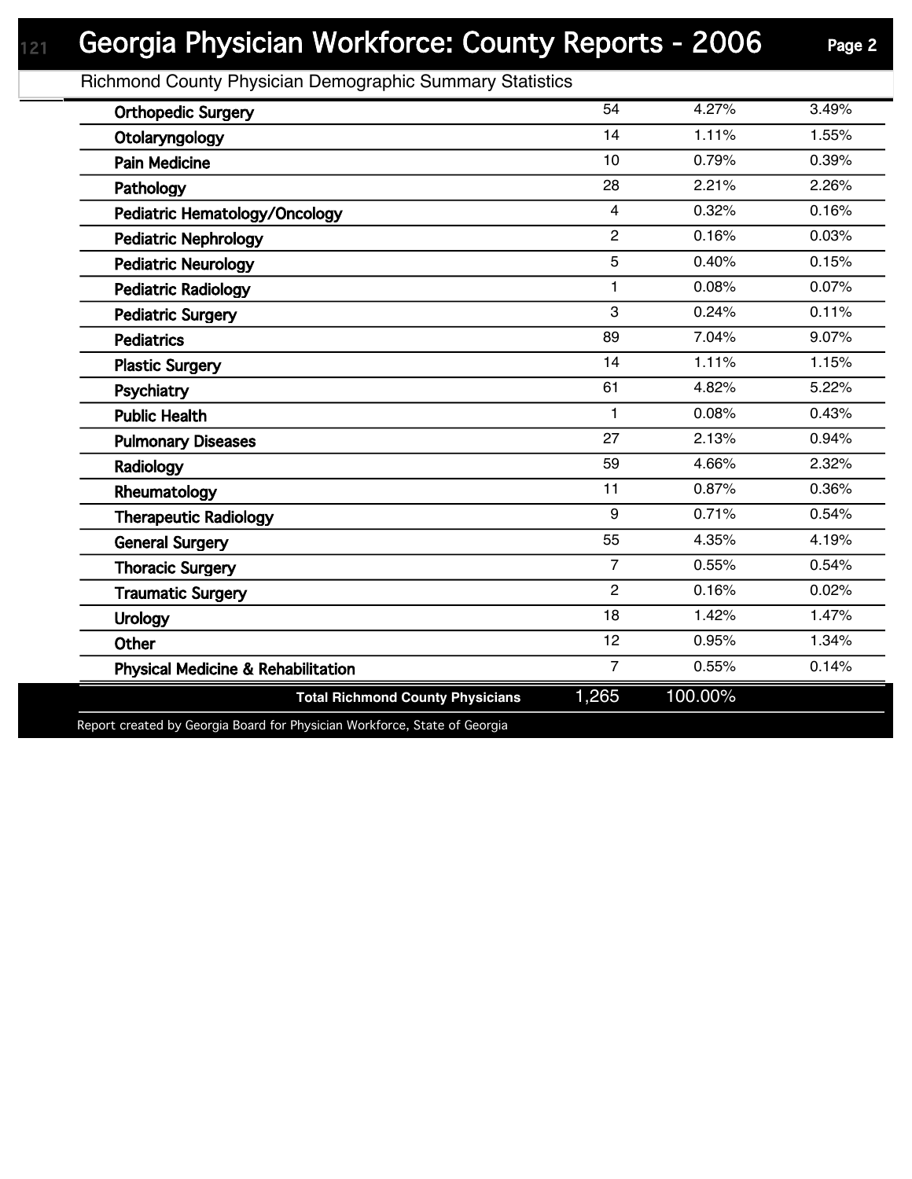## Richmond County Physician Demographic Summary Statistics

| | | | |
|---|---|---|---|
| Orthopedic Surgery | 54 | 4.27% | 3.49% |
| Otolaryngology | 14 | 1.11% | 1.55% |
| Pain Medicine | 10 | 0.79% | 0.39% |
| Pathology | 28 | 2.21% | 2.26% |
| Pediatric Hematology/Oncology | 4 | 0.32% | 0.16% |
| Pediatric Nephrology | 2 | 0.16% | 0.03% |
| Pediatric Neurology | 5 | 0.40% | 0.15% |
| Pediatric Radiology | 1 | 0.08% | 0.07% |
| Pediatric Surgery | 3 | 0.24% | 0.11% |
| Pediatrics | 89 | 7.04% | 9.07% |
| Plastic Surgery | 14 | 1.11% | 1.15% |
| Psychiatry | 61 | 4.82% | 5.22% |
| Public Health | 1 | 0.08% | 0.43% |
| Pulmonary Diseases | 27 | 2.13% | 0.94% |
| Radiology | 59 | 4.66% | 2.32% |
| Rheumatology | 11 | 0.87% | 0.36% |
| Therapeutic Radiology | 9 | 0.71% | 0.54% |
| General Surgery | 55 | 4.35% | 4.19% |
| Thoracic Surgery | 7 | 0.55% | 0.54% |
| Traumatic Surgery | 2 | 0.16% | 0.02% |
| Urology | 18 | 1.42% | 1.47% |
| Other | 12 | 0.95% | 1.34% |
| Physical Medicine & Rehabilitation | 7 | 0.55% | 0.14% |
| **Total Richmond County Physicians** | 1,265 | 100.00% | |

Report created by Georgia Board for Physician Workforce, State of Georgia